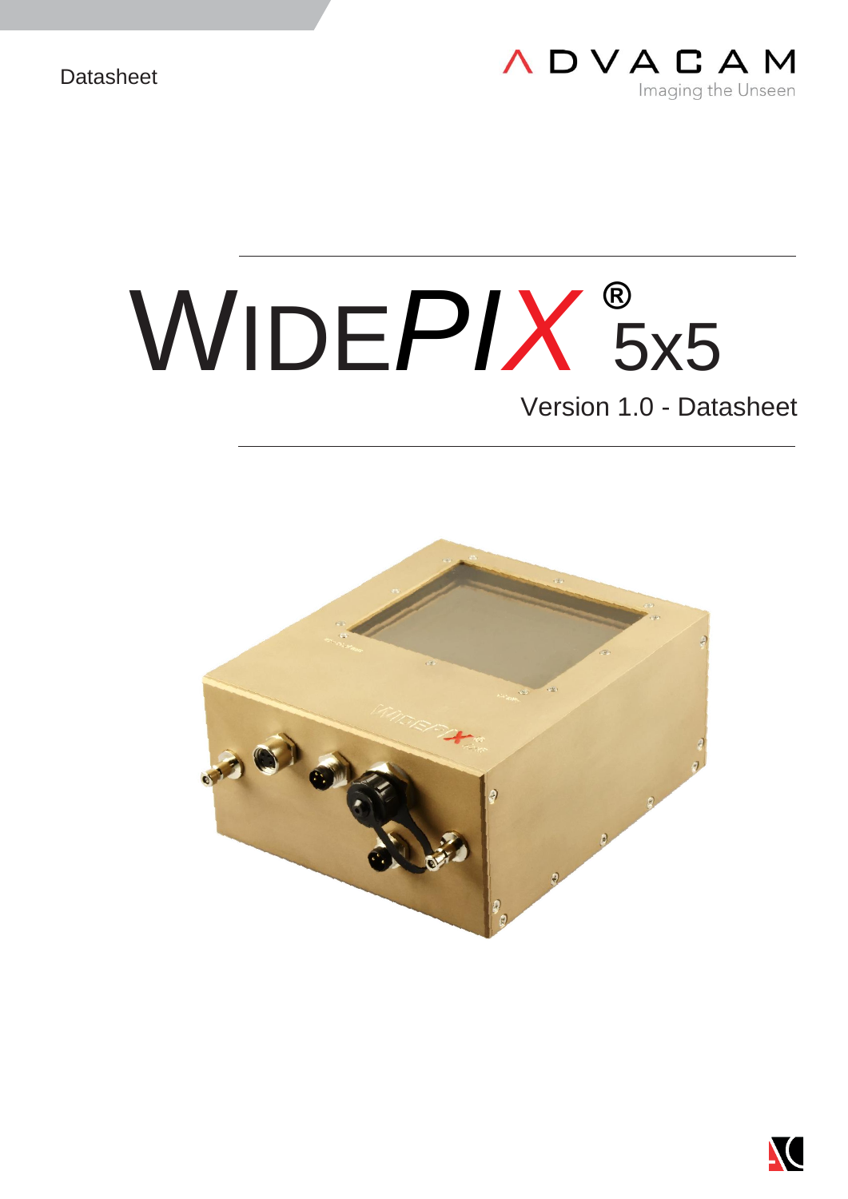Datasheet

ADVACAM
Imaging the Unseen

# WIDEPIX® 5x5

Version 1.0 - Datasheet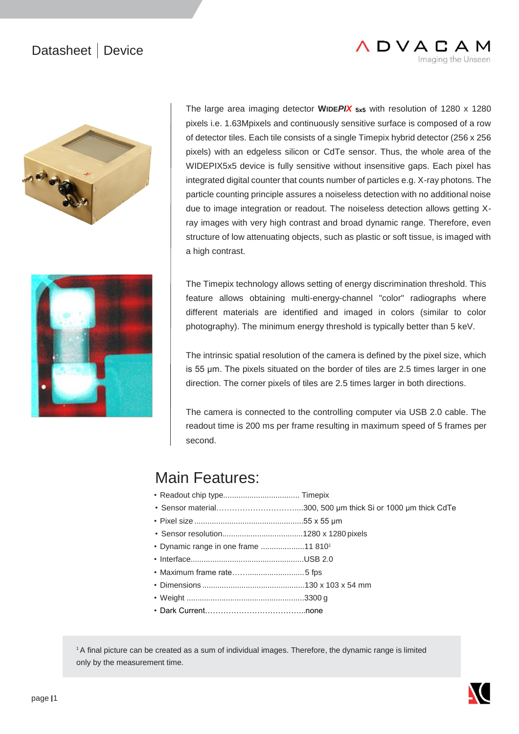The large area imaging detector **WIDE*PIX*** $_{5x5}$ with resolution of 1280 x 1280 pixels i.e. 1.63Mpixels and continuously sensitive surface is composed of a row of detector tiles. Each tile consists of a single Timepix hybrid detector (256 x 256 pixels) with an edgeless silicon or CdTe sensor. Thus, the whole area of the WIDEPIX5x5 device is fully sensitive without insensitive gaps. Each pixel has integrated digital counter that counts number of particles e.g. X-ray photons. The particle counting principle assures a noiseless detection with no additional noise due to image integration or readout. The noiseless detection allows getting X-ray images with very high contrast and broad dynamic range. Therefore, even structure of low attenuating objects, such as plastic or soft tissue, is imaged with a high contrast.

The Timepix technology allows setting of energy discrimination threshold. This feature allows obtaining multi-energy-channel "color" radiographs where different materials are identified and imaged in colors (similar to color photography). The minimum energy threshold is typically better than 5 keV.

The intrinsic spatial resolution of the camera is defined by the pixel size, which is 55 µm. The pixels situated on the border of tiles are 2.5 times larger in one direction. The corner pixels of tiles are 2.5 times larger in both directions.

The camera is connected to the controlling computer via USB 2.0 cable. The readout time is 200 ms per frame resulting in maximum speed of 5 frames per second.

## Main Features:

- Readout chip type.................................. Timepix
- Sensor material…………………………....300, 500 µm thick Si or 1000 µm thick CdTe
- Pixel size ..................................................55 x 55 µm
- Sensor resolution.....................................1280 x 1280 pixels
- Dynamic range in one frame ....................11 810[1]
- Interface....................................................USB 2.0
- Maximum frame rate.……........................5 fps
- Dimensions ...............................................130 x 103 x 54 mm
- Weight ......................................................3300 g
- Dark Current………………………………...none

[1] A final picture can be created as a sum of individual images. Therefore, the dynamic range is limited only by the measurement time.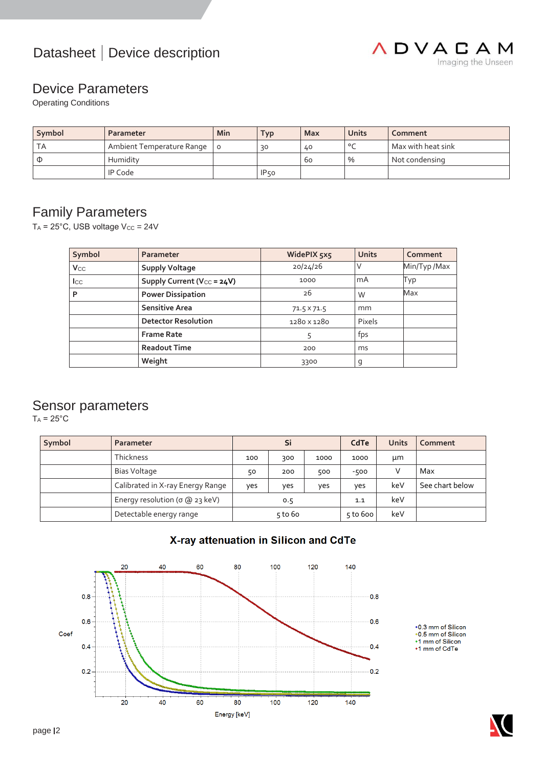# Datasheet | Device description

## Device Parameters

Operating Conditions

| Symbol | Parameter | Min | Typ | Max | Units | Comment |
|---|---|---|---|---|---|---|
| TA | Ambient Temperature Range | 0 | 30 | 40 | °C | Max with heat sink |
| Φ | Humidity | | | 60 | % | Not condensing |
| | IP Code | | IP50 | | | |

## Family Parameters

$T_A$ = 25°C, USB voltage $V_{CC}$ = 24V

| Symbol | Parameter | WidePIX 5x5 | Units | Comment |
|---|---|---|---|---|
| $V_{CC}$ | **Supply Voltage** | 20/24/26 | V | Min/Typ /Max |
| $I_{CC}$ | **Supply Current ($V_{CC}$ = 24V)** | 1000 | mA | Typ |
| **P** | **Power Dissipation** | 26 | W | Max |
| | **Sensitive Area** | 71.5 x 71.5 | mm | |
| | **Detector Resolution** | 1280 x 1280 | Pixels | |
| | **Frame Rate** | 5 | fps | |
| | **Readout Time** | 200 | ms | |
| | **Weight** | 3300 | g | |

## Sensor parameters

$T_A$ = 25°C

| Symbol | Parameter | Si | | | CdTe | Units | Comment |
|---|---|---|---|---|---|---|---|
| | Thickness | 100 | 300 | 1000 | 1000 | µm | |
| | Bias Voltage | 50 | 200 | 500 | -500 | V | Max |
| | Calibrated in X-ray Energy Range | yes | yes | yes | yes | keV | See chart below |
| | Energy resolution (σ @ 23 keV) | 0.5 | | | 1.1 | keV | |
| | Detectable energy range | 5 to 60 | | | 5 to 600 | keV | |

**X-ray attenuation in Silicon and CdTe**

(Chart: Coef vs. Energy [keV]; legend: 0.3 mm of Silicon, 0.5 mm of Silicon, 1 mm of Silicon, 1 mm of CdTe)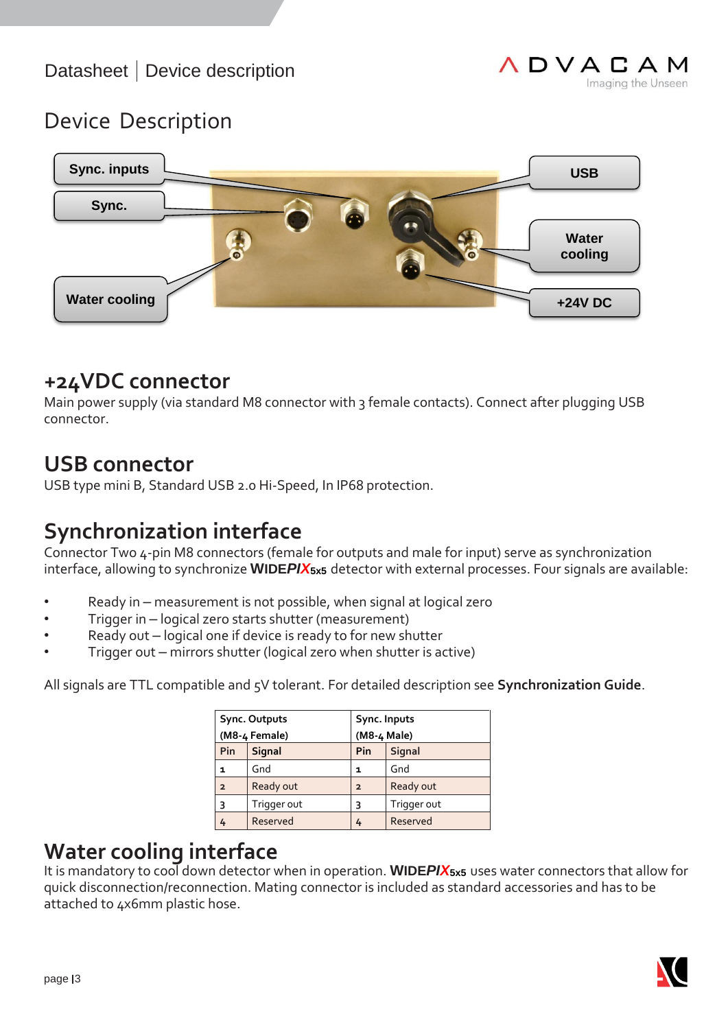# Device Description

Sync. inputs

Sync.

Water cooling

USB

Water cooling

+24V DC

## +24VDC connector

Main power supply (via standard M8 connector with 3 female contacts). Connect after plugging USB connector.

## USB connector

USB type mini B, Standard USB 2.0 Hi-Speed, In IP68 protection.

## Synchronization interface

Connector Two 4-pin M8 connectors (female for outputs and male for input) serve as synchronization interface, allowing to synchronize **WIDE*PIX*** $_{5x5}$ detector with external processes. Four signals are available:

- Ready in – measurement is not possible, when signal at logical zero
- Trigger in – logical zero starts shutter (measurement)
- Ready out – logical one if device is ready to for new shutter
- Trigger out – mirrors shutter (logical zero when shutter is active)

All signals are TTL compatible and 5V tolerant. For detailed description see **Synchronization Guide**.

| Sync. Outputs (M8-4 Female) | | Sync. Inputs (M8-4 Male) | |
|---|---|---|---|
| Pin | Signal | Pin | Signal |
| 1 | Gnd | 1 | Gnd |
| 2 | Ready out | 2 | Ready out |
| 3 | Trigger out | 3 | Trigger out |
| 4 | Reserved | 4 | Reserved |

## Water cooling interface

It is mandatory to cool down detector when in operation. **WIDE*PIX*** $_{5x5}$ uses water connectors that allow for quick disconnection/reconnection. Mating connector is included as standard accessories and has to be attached to 4x6mm plastic hose.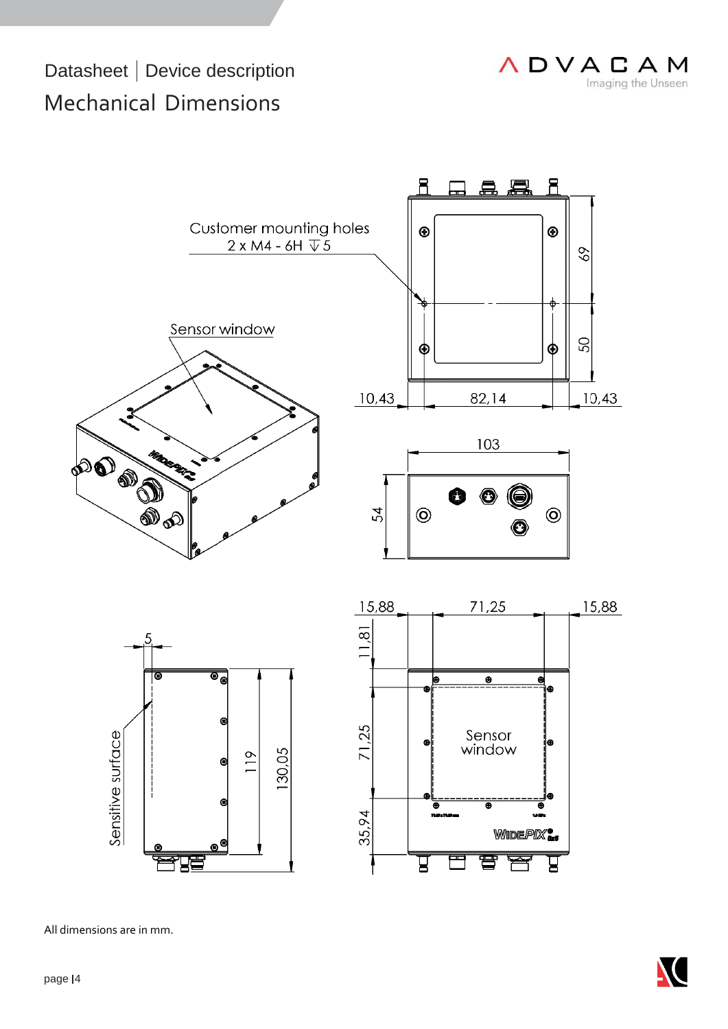Datasheet | Device description

# Mechanical Dimensions

All dimensions are in mm.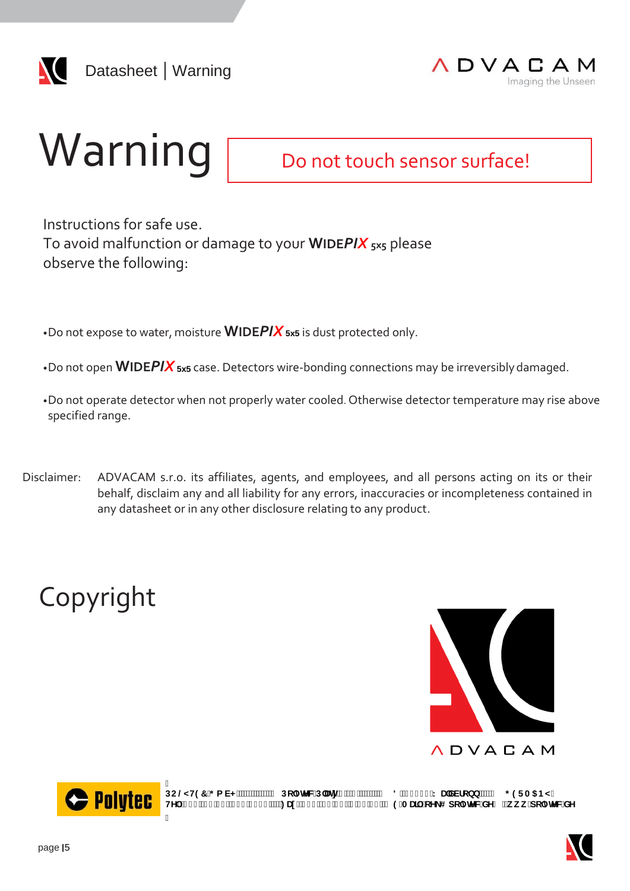# Warning

Do not touch sensor surface!

Instructions for safe use.
To avoid malfunction or damage to your **WIDE*PIX*** 5x5 please observe the following:

- Do not expose to water, moisture **WIDE*PIX*** 5x5 is dust protected only.
- Do not open **WIDE*PIX*** 5x5 case. Detectors wire-bonding connections may be irreversibly damaged.
- Do not operate detector when not properly water cooled. Otherwise detector temperature may rise above specified range.

Disclaimer: ADVACAM s.r.o. its affiliates, agents, and employees, and all persons acting on its or their behalf, disclaim any and all liability for any errors, inaccuracies or incompleteness contained in any datasheet or in any other disclosure relating to any product.

# Copyright